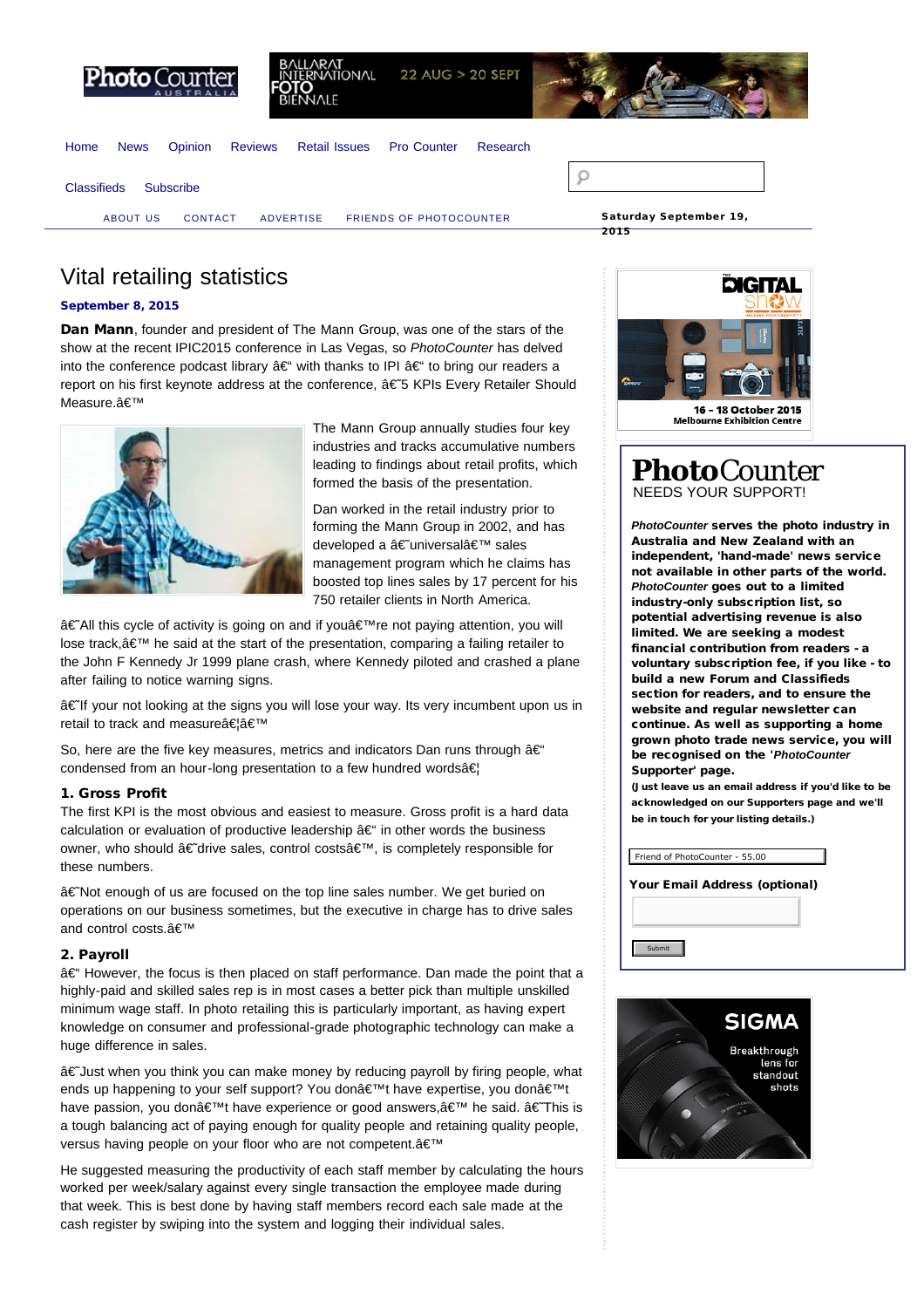Home News Opinion Reviews Retail Issues Pro Counter Research

Classifieds Subscribe

ABOUT US CONTACT ADVERTISE FRIENDS OF PHOTOCOUNTER

Saturday September 19, 2015

# Vital retailing statistics

**September 8, 2015**

**Dan Mann**, founder and president of The Mann Group, was one of the stars of the show at the recent IPIC2015 conference in Las Vegas, so *PhotoCounter* has delved into the conference podcast library â€“ with thanks to IPI â€“ to bring our readers a report on his first keynote address at the conference, â€˜5 KPIs Every Retailer Should Measure.â€™

The Mann Group annually studies four key industries and tracks accumulative numbers leading to findings about retail profits, which formed the basis of the presentation.

Dan worked in the retail industry prior to forming the Mann Group in 2002, and has developed a â€˜universalâ€™ sales management program which he claims has boosted top lines sales by 17 percent for his 750 retailer clients in North America.

â€˜All this cycle of activity is going on and if youâ€™re not paying attention, you will lose track,â€™ he said at the start of the presentation, comparing a failing retailer to the John F Kennedy Jr 1999 plane crash, where Kennedy piloted and crashed a plane after failing to notice warning signs.

â€˜If your not looking at the signs you will lose your way. Its very incumbent upon us in retail to track and measureâ€¦â€™

So, here are the five key measures, metrics and indicators Dan runs through â€“ condensed from an hour-long presentation to a few hundred wordsâ€¦

### 1. Gross Profit

The first KPI is the most obvious and easiest to measure. Gross profit is a hard data calculation or evaluation of productive leadership â€“ in other words the business owner, who should â€˜drive sales, control costsâ€™, is completely responsible for these numbers.

â€˜Not enough of us are focused on the top line sales number. We get buried on operations on our business sometimes, but the executive in charge has to drive sales and control costs.â€™

### 2. Payroll

â€“ However, the focus is then placed on staff performance. Dan made the point that a highly-paid and skilled sales rep is in most cases a better pick than multiple unskilled minimum wage staff. In photo retailing this is particularly important, as having expert knowledge on consumer and professional-grade photographic technology can make a huge difference in sales.

â€˜Just when you think you can make money by reducing payroll by firing people, what ends up happening to your self support? You donâ€™t have expertise, you donâ€™t have passion, you donâ€™t have experience or good answers,â€™ he said. â€˜This is a tough balancing act of paying enough for quality people and retaining quality people, versus having people on your floor who are not competent.â€™

He suggested measuring the productivity of each staff member by calculating the hours worked per week/salary against every single transaction the employee made during that week. This is best done by having staff members record each sale made at the cash register by swiping into the system and logging their individual sales.

**PhotoCounter** NEEDS YOUR SUPPORT!

***PhotoCounter* serves the photo industry in Australia and New Zealand with an independent, 'hand-made' news service not available in other parts of the world. *PhotoCounter* goes out to a limited industry-only subscription list, so potential advertising revenue is also limited. We are seeking a modest financial contribution from readers - a voluntary subscription fee, if you like - to build a new Forum and Classifieds section for readers, and to ensure the website and regular newsletter can continue. As well as supporting a home grown photo trade news service, you will be recognised on the '*PhotoCounter* Supporter' page.**

**(Just leave us an email address if you'd like to be acknowledged on our Supporters page and we'll be in touch for your listing details.)**

Friend of PhotoCounter - 55.00

**Your Email Address (optional)**

Submit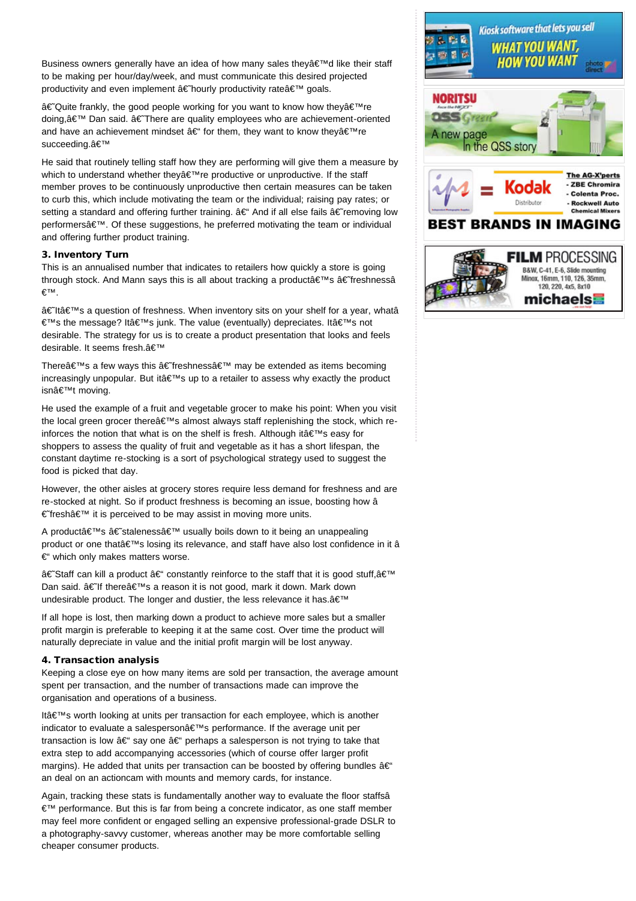Business owners generally have an idea of how many sales theyâ€™d like their staff to be making per hour/day/week, and must communicate this desired projected productivity and even implement â€˜hourly productivity rateâ€™ goals.

â€˜Quite frankly, the good people working for you want to know how theyâ€™re doing,â€™ Dan said. â€˜There are quality employees who are achievement-oriented and have an achievement mindset â€“ for them, they want to know theyâ€™re succeeding.â€™

He said that routinely telling staff how they are performing will give them a measure by which to understand whether theyâ€™re productive or unproductive. If the staff member proves to be continuously unproductive then certain measures can be taken to curb this, which include motivating the team or the individual; raising pay rates; or setting a standard and offering further training. â€“ And if all else fails â€˜removing low performersâ€™. Of these suggestions, he preferred motivating the team or individual and offering further product training.

### 3. Inventory Turn

This is an annualised number that indicates to retailers how quickly a store is going through stock. And Mann says this is all about tracking a productâ€™s â€˜freshnessâ€™.

â€˜Itâ€™s a question of freshness. When inventory sits on your shelf for a year, whatâ€™s the message? Itâ€™s junk. The value (eventually) depreciates. Itâ€™s not desirable. The strategy for us is to create a product presentation that looks and feels desirable. It seems fresh.â€™

Thereâ€™s a few ways this â€˜freshnessâ€™ may be extended as items becoming increasingly unpopular. But itâ€™s up to a retailer to assess why exactly the product isnâ€™t moving.

He used the example of a fruit and vegetable grocer to make his point: When you visit the local green grocer thereâ€™s almost always staff replenishing the stock, which re-inforces the notion that what is on the shelf is fresh. Although itâ€™s easy for shoppers to assess the quality of fruit and vegetable as it has a short lifespan, the constant daytime re-stocking is a sort of psychological strategy used to suggest the food is picked that day.

However, the other aisles at grocery stores require less demand for freshness and are re-stocked at night. So if product freshness is becoming an issue, boosting how â€˜freshâ€™ it is perceived to be may assist in moving more units.

A productâ€™s â€˜stalenessâ€™ usually boils down to it being an unappealing product or one thatâ€™s losing its relevance, and staff have also lost confidence in it â€“ which only makes matters worse.

â€˜Staff can kill a product â€“ constantly reinforce to the staff that it is good stuff,â€™ Dan said. â€˜If thereâ€™s a reason it is not good, mark it down. Mark down undesirable product. The longer and dustier, the less relevance it has.â€™

If all hope is lost, then marking down a product to achieve more sales but a smaller profit margin is preferable to keeping it at the same cost. Over time the product will naturally depreciate in value and the initial profit margin will be lost anyway.

### 4. Transaction analysis

Keeping a close eye on how many items are sold per transaction, the average amount spent per transaction, and the number of transactions made can improve the organisation and operations of a business.

Itâ€™s worth looking at units per transaction for each employee, which is another indicator to evaluate a salespersonâ€™s performance. If the average unit per transaction is low â€“ say one â€“ perhaps a salesperson is not trying to take that extra step to add accompanying accessories (which of course offer larger profit margins). He added that units per transaction can be boosted by offering bundles â€“ an deal on an actioncam with mounts and memory cards, for instance.

Again, tracking these stats is fundamentally another way to evaluate the floor staffsâ€™ performance. But this is far from being a concrete indicator, as one staff member may feel more confident or engaged selling an expensive professional-grade DSLR to a photography-savvy customer, whereas another may be more comfortable selling cheaper consumer products.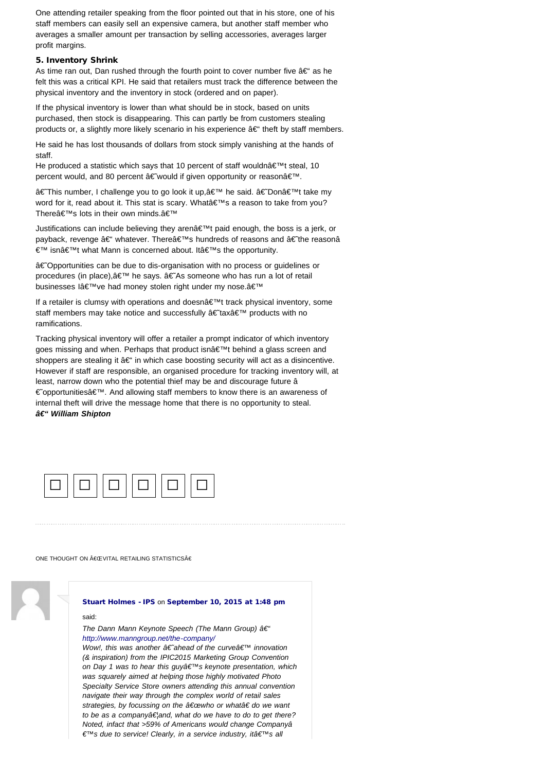One attending retailer speaking from the floor pointed out that in his store, one of his staff members can easily sell an expensive camera, but another staff member who averages a smaller amount per transaction by selling accessories, averages larger profit margins.

**5. Inventory Shrink**

As time ran out, Dan rushed through the fourth point to cover number five â€“ as he felt this was a critical KPI. He said that retailers must track the difference between the physical inventory and the inventory in stock (ordered and on paper).

If the physical inventory is lower than what should be in stock, based on units purchased, then stock is disappearing. This can partly be from customers stealing products or, a slightly more likely scenario in his experience â€“ theft by staff members.

He said he has lost thousands of dollars from stock simply vanishing at the hands of staff.
He produced a statistic which says that 10 percent of staff wouldnâ€™t steal, 10 percent would, and 80 percent â€˜would if given opportunity or reasonâ€™.

â€˜This number, I challenge you to go look it up,â€™ he said. â€˜Donâ€™t take my word for it, read about it. This stat is scary. Whatâ€™s a reason to take from you? Thereâ€™s lots in their own minds.â€™

Justifications can include believing they arenâ€™t paid enough, the boss is a jerk, or payback, revenge â€“ whatever. Thereâ€™s hundreds of reasons and â€˜the reasonâ€™ isnâ€™t what Mann is concerned about. Itâ€™s the opportunity.

â€˜Opportunities can be due to dis-organisation with no process or guidelines or procedures (in place),â€™ he says. â€˜As someone who has run a lot of retail businesses Iâ€™ve had money stolen right under my nose.â€™

If a retailer is clumsy with operations and doesnâ€™t track physical inventory, some staff members may take notice and successfully â€˜taxâ€™ products with no ramifications.

Tracking physical inventory will offer a retailer a prompt indicator of which inventory goes missing and when. Perhaps that product isnâ€™t behind a glass screen and shoppers are stealing it â€“ in which case boosting security will act as a disincentive. However if staff are responsible, an organised procedure for tracking inventory will, at least, narrow down who the potential thief may be and discourage future â€˜opportunitiesâ€™. And allowing staff members to know there is an awareness of internal theft will drive the message home that there is no opportunity to steal.
***â€“ William Shipton***

ONE THOUGHT ON â€œVITAL RETAILING STATISTICSâ€

**Stuart Holmes - IPS** on **September 10, 2015 at 1:48 pm** said:

*The Dann Mann Keynote Speech (The Mann Group) â€“ http://www.manngroup.net/the-company/*
*Wow!, this was another â€˜ahead of the curveâ€™ innovation (& inspiration) from the IPIC2015 Marketing Group Convention on Day 1 was to hear this guyâ€™s keynote presentation, which was squarely aimed at helping those highly motivated Photo Specialty Service Store owners attending this annual convention navigate their way through the complex world of retail sales strategies, by focussing on the â€œwho or whatâ€ do we want to be as a companyâ€¦and, what do we have to do to get there? Noted, infact that >59% of Americans would change Companyâ€™s due to service! Clearly, in a service industry, itâ€™s all*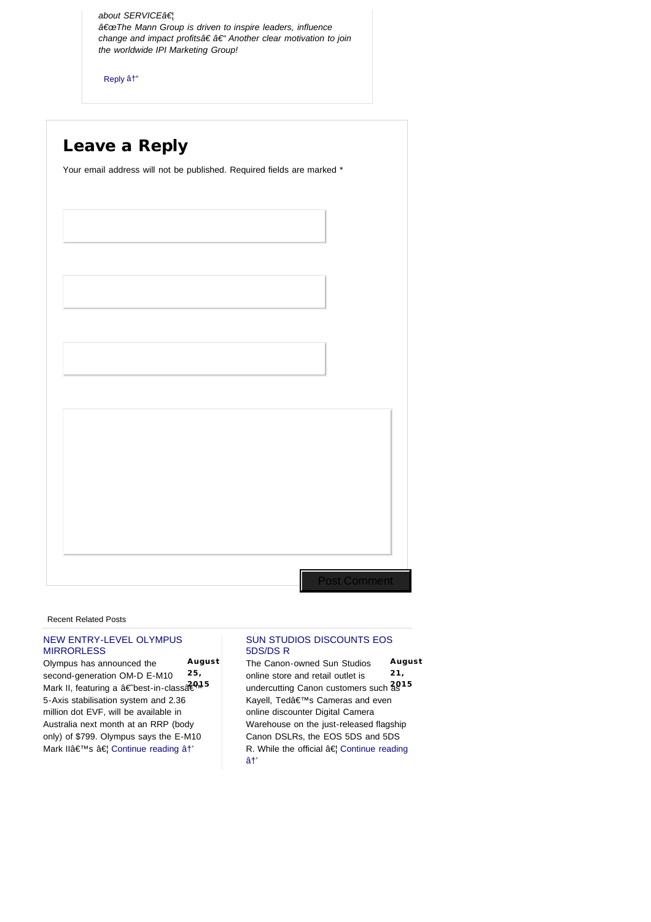*about SERVICEâ€¦*
*â€œThe Mann Group is driven to inspire leaders, influence change and impact profitsâ€ â€“ Another clear motivation to join the worldwide IPI Marketing Group!*

Reply â†“

## Leave a Reply

Your email address will not be published. Required fields are marked *

Post Comment

Recent Related Posts

NEW ENTRY-LEVEL OLYMPUS MIRRORLESS

**August 25, 2015**

Olympus has announced the second-generation OM-D E-M10 Mark II, featuring a â€˜best-in-classâ€™ 5-Axis stabilisation system and 2.36 million dot EVF, will be available in Australia next month at an RRP (body only) of $799. Olympus says the E-M10 Mark IIâ€™s â€¦ Continue reading â†’

SUN STUDIOS DISCOUNTS EOS 5DS/DS R

**August 21, 2015**

The Canon-owned Sun Studios online store and retail outlet is undercutting Canon customers such as Kayell, Tedâ€™s Cameras and even online discounter Digital Camera Warehouse on the just-released flagship Canon DSLRs, the EOS 5DS and 5DS R. While the official â€¦ Continue reading â†’